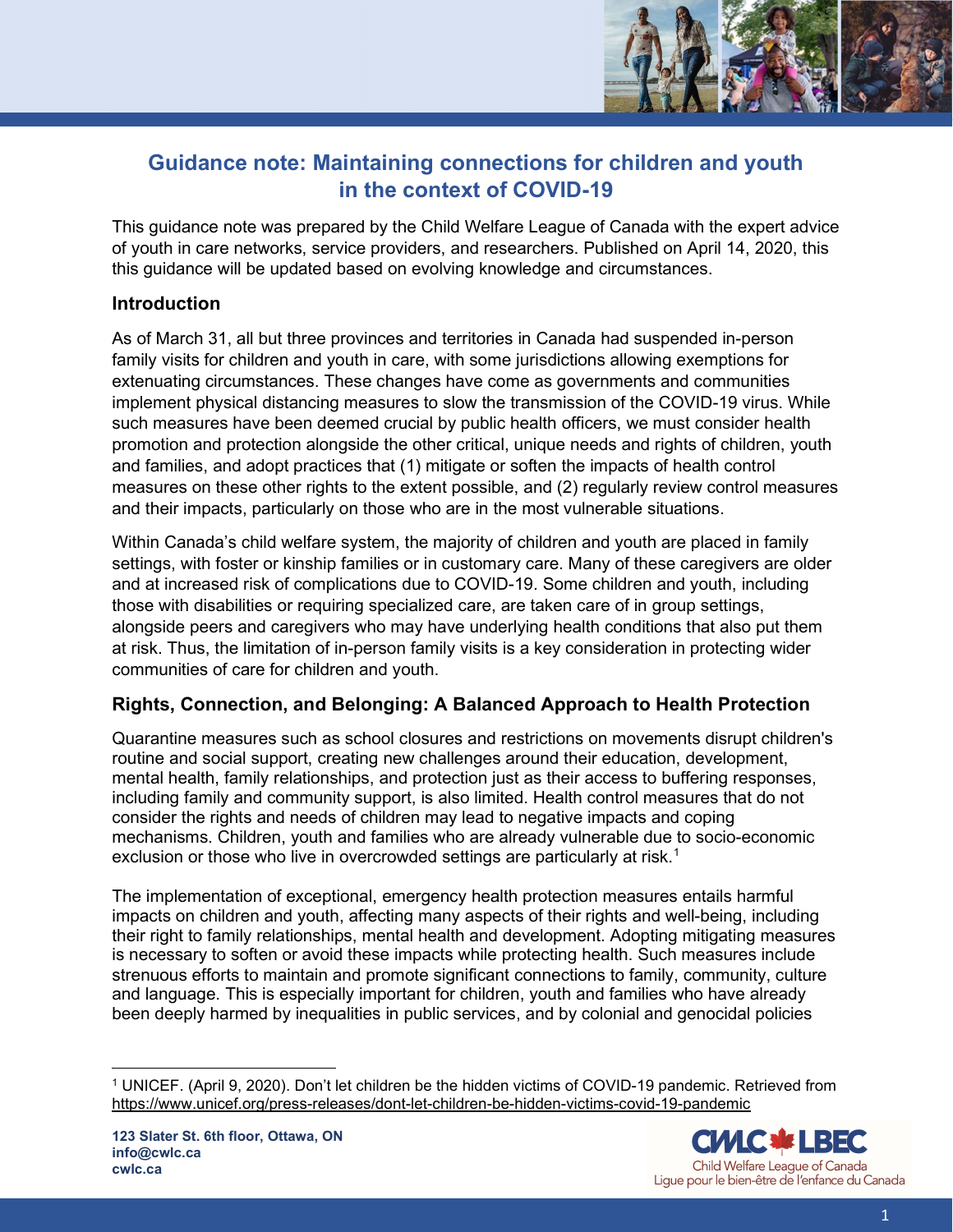# Guidance note: Maintaining connections for children and youth in the context of COVID-19

This guidance note was prepared by the Child Welfare League of Canada with the expert advice of youth in care networks, service providers, and researchers. Published on April 14, 2020, this this guidance will be updated based on evolving knowledge and circumstances.

## Introduction

As of March 31, all but three provinces and territories in Canada had suspended in-person family visits for children and youth in care, with some jurisdictions allowing exemptions for extenuating circumstances. These changes have come as governments and communities implement physical distancing measures to slow the transmission of the COVID-19 virus. While such measures have been deemed crucial by public health officers, we must consider health promotion and protection alongside the other critical, unique needs and rights of children, youth and families, and adopt practices that (1) mitigate or soften the impacts of health control measures on these other rights to the extent possible, and (2) regularly review control measures and their impacts, particularly on those who are in the most vulnerable situations.

Within Canada's child welfare system, the majority of children and youth are placed in family settings, with foster or kinship families or in customary care. Many of these caregivers are older and at increased risk of complications due to COVID-19. Some children and youth, including those with disabilities or requiring specialized care, are taken care of in group settings, alongside peers and caregivers who may have underlying health conditions that also put them at risk. Thus, the limitation of in-person family visits is a key consideration in protecting wider communities of care for children and youth.

## Rights, Connection, and Belonging: A Balanced Approach to Health Protection

Quarantine measures such as school closures and restrictions on movements disrupt children's routine and social support, creating new challenges around their education, development, mental health, family relationships, and protection just as their access to buffering responses, including family and community support, is also limited. Health control measures that do not consider the rights and needs of children may lead to negative impacts and coping mechanisms. Children, youth and families who are already vulnerable due to socio-economic exclusion or those who live in overcrowded settings are particularly at risk.[1]

The implementation of exceptional, emergency health protection measures entails harmful impacts on children and youth, affecting many aspects of their rights and well-being, including their right to family relationships, mental health and development. Adopting mitigating measures is necessary to soften or avoid these impacts while protecting health. Such measures include strenuous efforts to maintain and promote significant connections to family, community, culture and language. This is especially important for children, youth and families who have already been deeply harmed by inequalities in public services, and by colonial and genocidal policies

[1] UNICEF. (April 9, 2020). Don't let children be the hidden victims of COVID-19 pandemic. Retrieved from https://www.unicef.org/press-releases/dont-let-children-be-hidden-victims-covid-19-pandemic

**123 Slater St. 6th floor, Ottawa, ON**
**info@cwlc.ca**
**cwlc.ca**

CWLC LBEC
Child Welfare League of Canada
Ligue pour le bien-être de l'enfance du Canada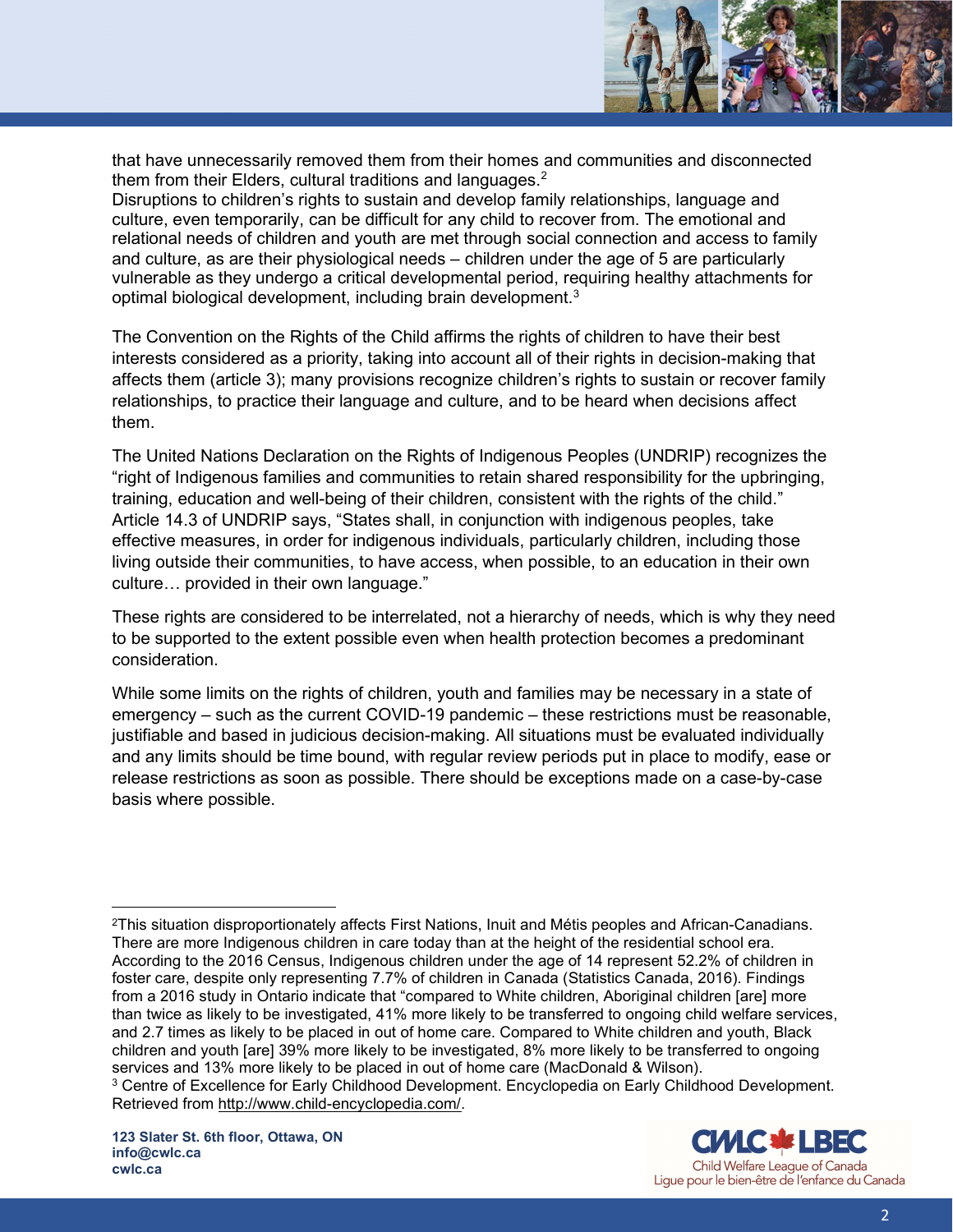that have unnecessarily removed them from their homes and communities and disconnected them from their Elders, cultural traditions and languages.[2]

Disruptions to children's rights to sustain and develop family relationships, language and culture, even temporarily, can be difficult for any child to recover from. The emotional and relational needs of children and youth are met through social connection and access to family and culture, as are their physiological needs – children under the age of 5 are particularly vulnerable as they undergo a critical developmental period, requiring healthy attachments for optimal biological development, including brain development.[3]

The Convention on the Rights of the Child affirms the rights of children to have their best interests considered as a priority, taking into account all of their rights in decision-making that affects them (article 3); many provisions recognize children's rights to sustain or recover family relationships, to practice their language and culture, and to be heard when decisions affect them.

The United Nations Declaration on the Rights of Indigenous Peoples (UNDRIP) recognizes the "right of Indigenous families and communities to retain shared responsibility for the upbringing, training, education and well-being of their children, consistent with the rights of the child." Article 14.3 of UNDRIP says, "States shall, in conjunction with indigenous peoples, take effective measures, in order for indigenous individuals, particularly children, including those living outside their communities, to have access, when possible, to an education in their own culture… provided in their own language."

These rights are considered to be interrelated, not a hierarchy of needs, which is why they need to be supported to the extent possible even when health protection becomes a predominant consideration.

While some limits on the rights of children, youth and families may be necessary in a state of emergency – such as the current COVID-19 pandemic – these restrictions must be reasonable, justifiable and based in judicious decision-making. All situations must be evaluated individually and any limits should be time bound, with regular review periods put in place to modify, ease or release restrictions as soon as possible. There should be exceptions made on a case-by-case basis where possible.

---

[2] This situation disproportionately affects First Nations, Inuit and Métis peoples and African-Canadians. There are more Indigenous children in care today than at the height of the residential school era. According to the 2016 Census, Indigenous children under the age of 14 represent 52.2% of children in foster care, despite only representing 7.7% of children in Canada (Statistics Canada, 2016). Findings from a 2016 study in Ontario indicate that "compared to White children, Aboriginal children [are] more than twice as likely to be investigated, 41% more likely to be transferred to ongoing child welfare services, and 2.7 times as likely to be placed in out of home care. Compared to White children and youth, Black children and youth [are] 39% more likely to be investigated, 8% more likely to be transferred to ongoing services and 13% more likely to be placed in out of home care (MacDonald & Wilson).

[3] Centre of Excellence for Early Childhood Development. Encyclopedia on Early Childhood Development. Retrieved from http://www.child-encyclopedia.com/.

123 Slater St. 6th floor, Ottawa, ON
info@cwlc.ca
cwlc.ca

CWLC LBEC
Child Welfare League of Canada
Ligue pour le bien-être de l'enfance du Canada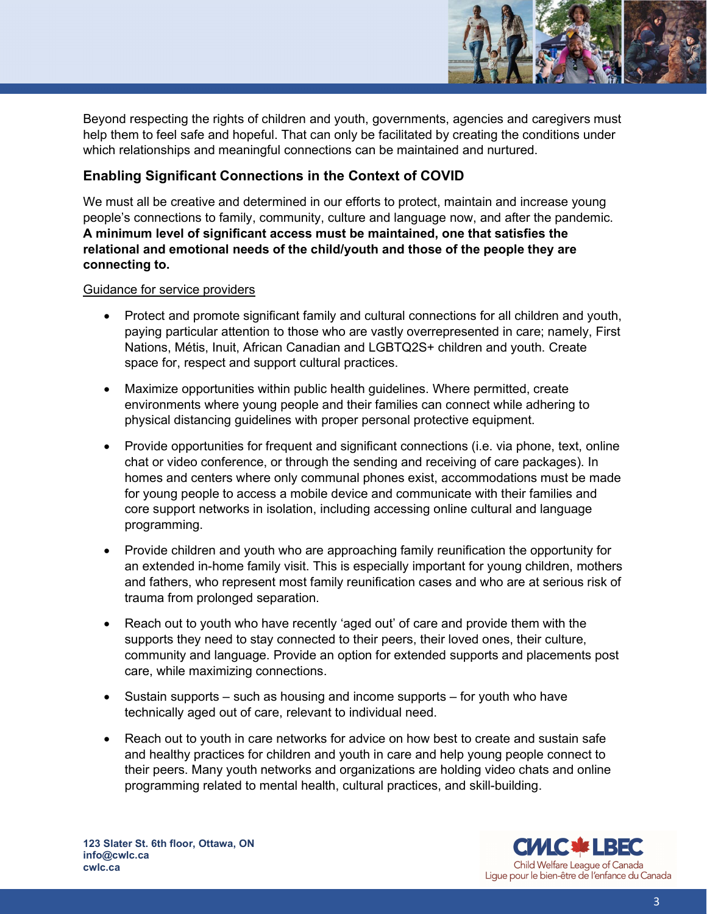Beyond respecting the rights of children and youth, governments, agencies and caregivers must help them to feel safe and hopeful. That can only be facilitated by creating the conditions under which relationships and meaningful connections can be maintained and nurtured.

### Enabling Significant Connections in the Context of COVID

We must all be creative and determined in our efforts to protect, maintain and increase young people's connections to family, community, culture and language now, and after the pandemic. **A minimum level of significant access must be maintained, one that satisfies the relational and emotional needs of the child/youth and those of the people they are connecting to.**

<u>Guidance for service providers</u>

- Protect and promote significant family and cultural connections for all children and youth, paying particular attention to those who are vastly overrepresented in care; namely, First Nations, Métis, Inuit, African Canadian and LGBTQ2S+ children and youth. Create space for, respect and support cultural practices.
- Maximize opportunities within public health guidelines. Where permitted, create environments where young people and their families can connect while adhering to physical distancing guidelines with proper personal protective equipment.
- Provide opportunities for frequent and significant connections (i.e. via phone, text, online chat or video conference, or through the sending and receiving of care packages). In homes and centers where only communal phones exist, accommodations must be made for young people to access a mobile device and communicate with their families and core support networks in isolation, including accessing online cultural and language programming.
- Provide children and youth who are approaching family reunification the opportunity for an extended in-home family visit. This is especially important for young children, mothers and fathers, who represent most family reunification cases and who are at serious risk of trauma from prolonged separation.
- Reach out to youth who have recently 'aged out' of care and provide them with the supports they need to stay connected to their peers, their loved ones, their culture, community and language. Provide an option for extended supports and placements post care, while maximizing connections.
- Sustain supports – such as housing and income supports – for youth who have technically aged out of care, relevant to individual need.
- Reach out to youth in care networks for advice on how best to create and sustain safe and healthy practices for children and youth in care and help young people connect to their peers. Many youth networks and organizations are holding video chats and online programming related to mental health, cultural practices, and skill-building.

**123 Slater St. 6th floor, Ottawa, ON**
**info@cwlc.ca**
**cwlc.ca**

CWLC LBEC
Child Welfare League of Canada
Ligue pour le bien-être de l'enfance du Canada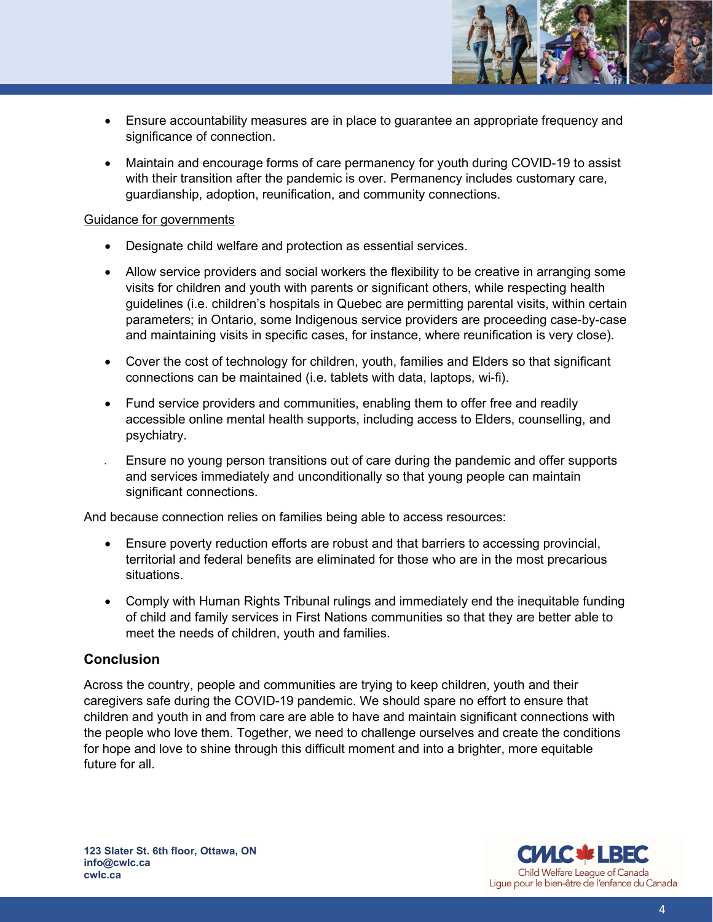- Ensure accountability measures are in place to guarantee an appropriate frequency and significance of connection.
- Maintain and encourage forms of care permanency for youth during COVID-19 to assist with their transition after the pandemic is over. Permanency includes customary care, guardianship, adoption, reunification, and community connections.

Guidance for governments

- Designate child welfare and protection as essential services.
- Allow service providers and social workers the flexibility to be creative in arranging some visits for children and youth with parents or significant others, while respecting health guidelines (i.e. children's hospitals in Quebec are permitting parental visits, within certain parameters; in Ontario, some Indigenous service providers are proceeding case-by-case and maintaining visits in specific cases, for instance, where reunification is very close).
- Cover the cost of technology for children, youth, families and Elders so that significant connections can be maintained (i.e. tablets with data, laptops, wi-fi).
- Fund service providers and communities, enabling them to offer free and readily accessible online mental health supports, including access to Elders, counselling, and psychiatry.
- Ensure no young person transitions out of care during the pandemic and offer supports and services immediately and unconditionally so that young people can maintain significant connections.

And because connection relies on families being able to access resources:

- Ensure poverty reduction efforts are robust and that barriers to accessing provincial, territorial and federal benefits are eliminated for those who are in the most precarious situations.
- Comply with Human Rights Tribunal rulings and immediately end the inequitable funding of child and family services in First Nations communities so that they are better able to meet the needs of children, youth and families.

### Conclusion

Across the country, people and communities are trying to keep children, youth and their caregivers safe during the COVID-19 pandemic. We should spare no effort to ensure that children and youth in and from care are able to have and maintain significant connections with the people who love them. Together, we need to challenge ourselves and create the conditions for hope and love to shine through this difficult moment and into a brighter, more equitable future for all.

**123 Slater St. 6th floor, Ottawa, ON**
**info@cwlc.ca**
**cwlc.ca**

CWLC LBEC
Child Welfare League of Canada
Ligue pour le bien-être de l'enfance du Canada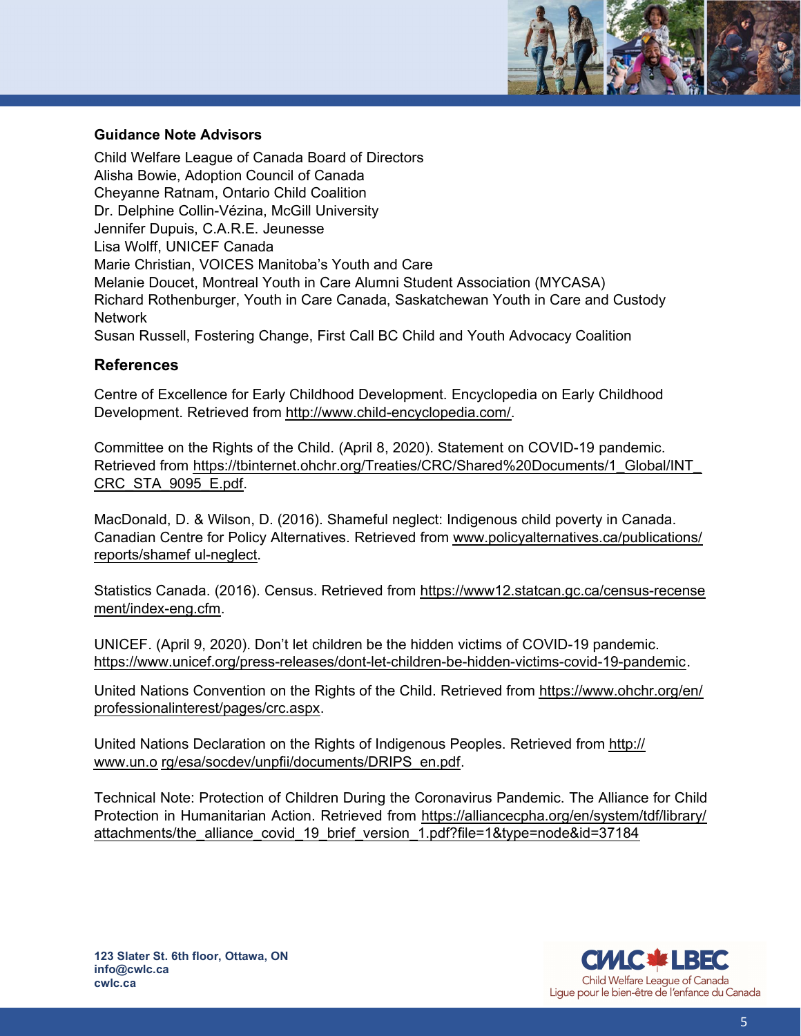**Guidance Note Advisors**

Child Welfare League of Canada Board of Directors
Alisha Bowie, Adoption Council of Canada
Cheyanne Ratnam, Ontario Child Coalition
Dr. Delphine Collin-Vézina, McGill University
Jennifer Dupuis, C.A.R.E. Jeunesse
Lisa Wolff, UNICEF Canada
Marie Christian, VOICES Manitoba's Youth and Care
Melanie Doucet, Montreal Youth in Care Alumni Student Association (MYCASA)
Richard Rothenburger, Youth in Care Canada, Saskatchewan Youth in Care and Custody Network
Susan Russell, Fostering Change, First Call BC Child and Youth Advocacy Coalition

## References

Centre of Excellence for Early Childhood Development. Encyclopedia on Early Childhood Development. Retrieved from http://www.child-encyclopedia.com/.

Committee on the Rights of the Child. (April 8, 2020). Statement on COVID-19 pandemic. Retrieved from https://tbinternet.ohchr.org/Treaties/CRC/Shared%20Documents/1_Global/INT_CRC_STA_9095_E.pdf.

MacDonald, D. & Wilson, D. (2016). Shameful neglect: Indigenous child poverty in Canada. Canadian Centre for Policy Alternatives. Retrieved from www.policyalternatives.ca/publications/reports/shamef ul-neglect.

Statistics Canada. (2016). Census. Retrieved from https://www12.statcan.gc.ca/census-recensement/index-eng.cfm.

UNICEF. (April 9, 2020). Don't let children be the hidden victims of COVID-19 pandemic. https://www.unicef.org/press-releases/dont-let-children-be-hidden-victims-covid-19-pandemic.

United Nations Convention on the Rights of the Child. Retrieved from https://www.ohchr.org/en/professionalinterest/pages/crc.aspx.

United Nations Declaration on the Rights of Indigenous Peoples. Retrieved from http://www.un.o rg/esa/socdev/unpfii/documents/DRIPS_en.pdf.

Technical Note: Protection of Children During the Coronavirus Pandemic. The Alliance for Child Protection in Humanitarian Action. Retrieved from https://alliancecpha.org/en/system/tdf/library/attachments/the_alliance_covid_19_brief_version_1.pdf?file=1&type=node&id=37184

123 Slater St. 6th floor, Ottawa, ON
info@cwlc.ca
cwlc.ca

CWLC LBEC
Child Welfare League of Canada
Ligue pour le bien-être de l'enfance du Canada